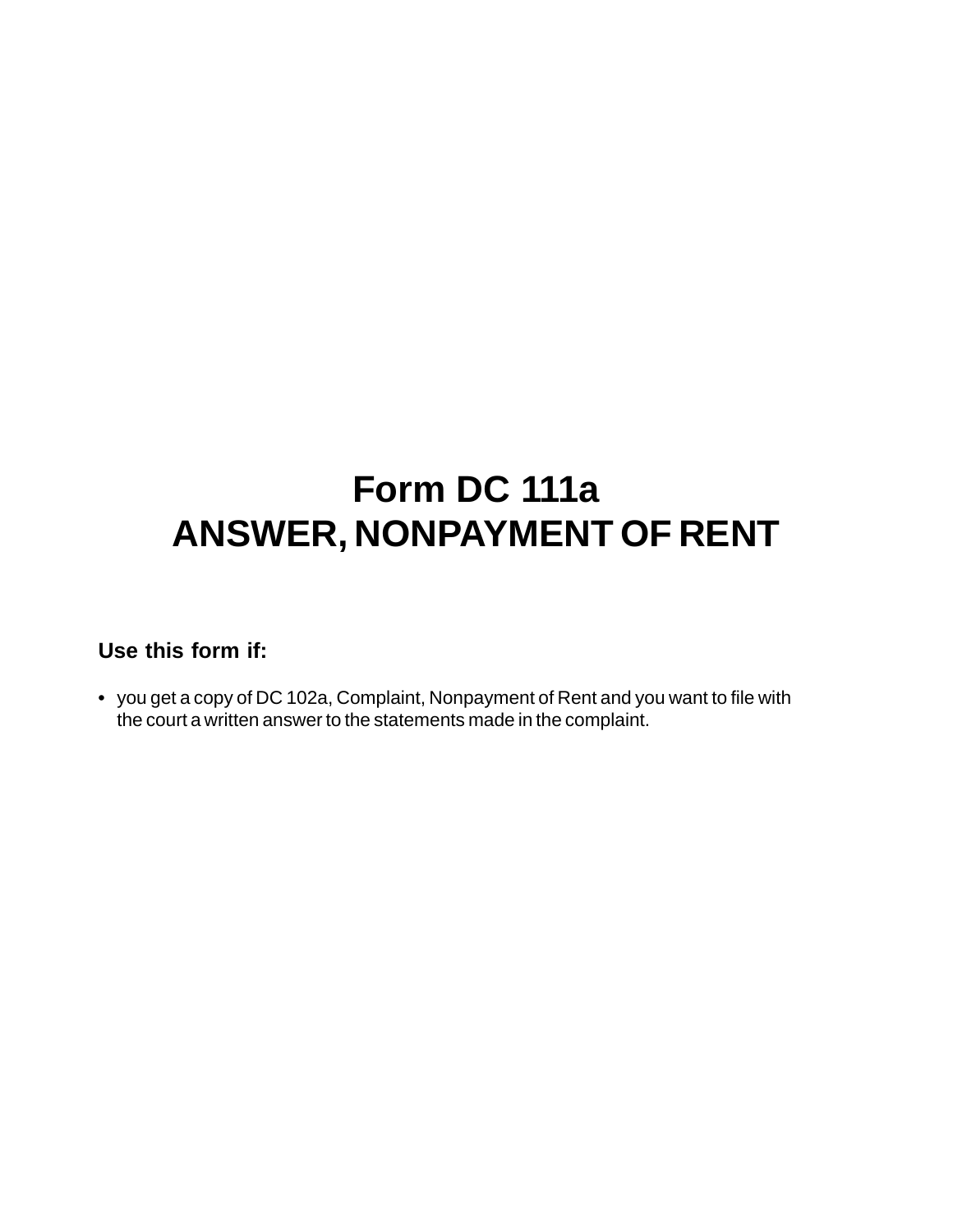# Form DC 111a
# ANSWER, NONPAYMENT OF RENT

**Use this form if:**

- you get a copy of DC 102a, Complaint, Nonpayment of Rent and you want to file with the court a written answer to the statements made in the complaint.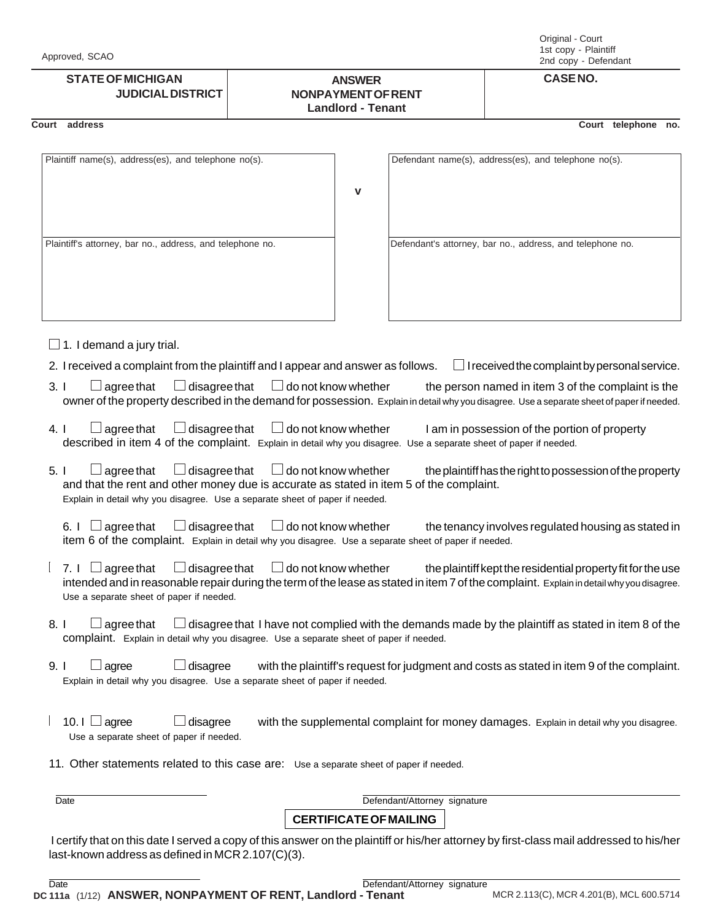Approved, SCAO

Original - Court
1st copy - Plaintiff
2nd copy - Defendant

| STATE OF MICHIGAN JUDICIAL DISTRICT | ANSWER NONPAYMENT OF RENT Landlord - Tenant | CASE NO. |
|---|---|---|

Court address | Court telephone no.

| Plaintiff name(s), address(es), and telephone no(s). | v | Defendant name(s), address(es), and telephone no(s). |
|---|---|---|
| Plaintiff's attorney, bar no., address, and telephone no. | | Defendant's attorney, bar no., address, and telephone no. |

☐ 1. I demand a jury trial.

2. I received a complaint from the plaintiff and I appear and answer as follows. ☐ I received the complaint by personal service.

3. I ☐ agree that ☐ disagree that ☐ do not know whether the person named in item 3 of the complaint is the owner of the property described in the demand for possession. Explain in detail why you disagree. Use a separate sheet of paper if needed.

4. I ☐ agree that ☐ disagree that ☐ do not know whether I am in possession of the portion of property described in item 4 of the complaint. Explain in detail why you disagree. Use a separate sheet of paper if needed.

5. I ☐ agree that ☐ disagree that ☐ do not know whether the plaintiff has the right to possession of the property and that the rent and other money due is accurate as stated in item 5 of the complaint. Explain in detail why you disagree. Use a separate sheet of paper if needed.

6. I ☐ agree that ☐ disagree that ☐ do not know whether the tenancy involves regulated housing as stated in item 6 of the complaint. Explain in detail why you disagree. Use a separate sheet of paper if needed.

7. I ☐ agree that ☐ disagree that ☐ do not know whether the plaintiff kept the residential property fit for the use intended and in reasonable repair during the term of the lease as stated in item 7 of the complaint. Explain in detail why you disagree. Use a separate sheet of paper if needed.

8. I ☐ agree that ☐ disagree that I have not complied with the demands made by the plaintiff as stated in item 8 of the complaint. Explain in detail why you disagree. Use a separate sheet of paper if needed.

9. I ☐ agree ☐ disagree with the plaintiff's request for judgment and costs as stated in item 9 of the complaint. Explain in detail why you disagree. Use a separate sheet of paper if needed.

10. I ☐ agree ☐ disagree with the supplemental complaint for money damages. Explain in detail why you disagree. Use a separate sheet of paper if needed.

11. Other statements related to this case are: Use a separate sheet of paper if needed.

Date | Defendant/Attorney signature

**CERTIFICATE OF MAILING**

I certify that on this date I served a copy of this answer on the plaintiff or his/her attorney by first-class mail addressed to his/her last-known address as defined in MCR 2.107(C)(3).

Date | Defendant/Attorney signature

DC 111a (1/12) **ANSWER, NONPAYMENT OF RENT, Landlord - Tenant** MCR 2.113(C), MCR 4.201(B), MCL 600.5714